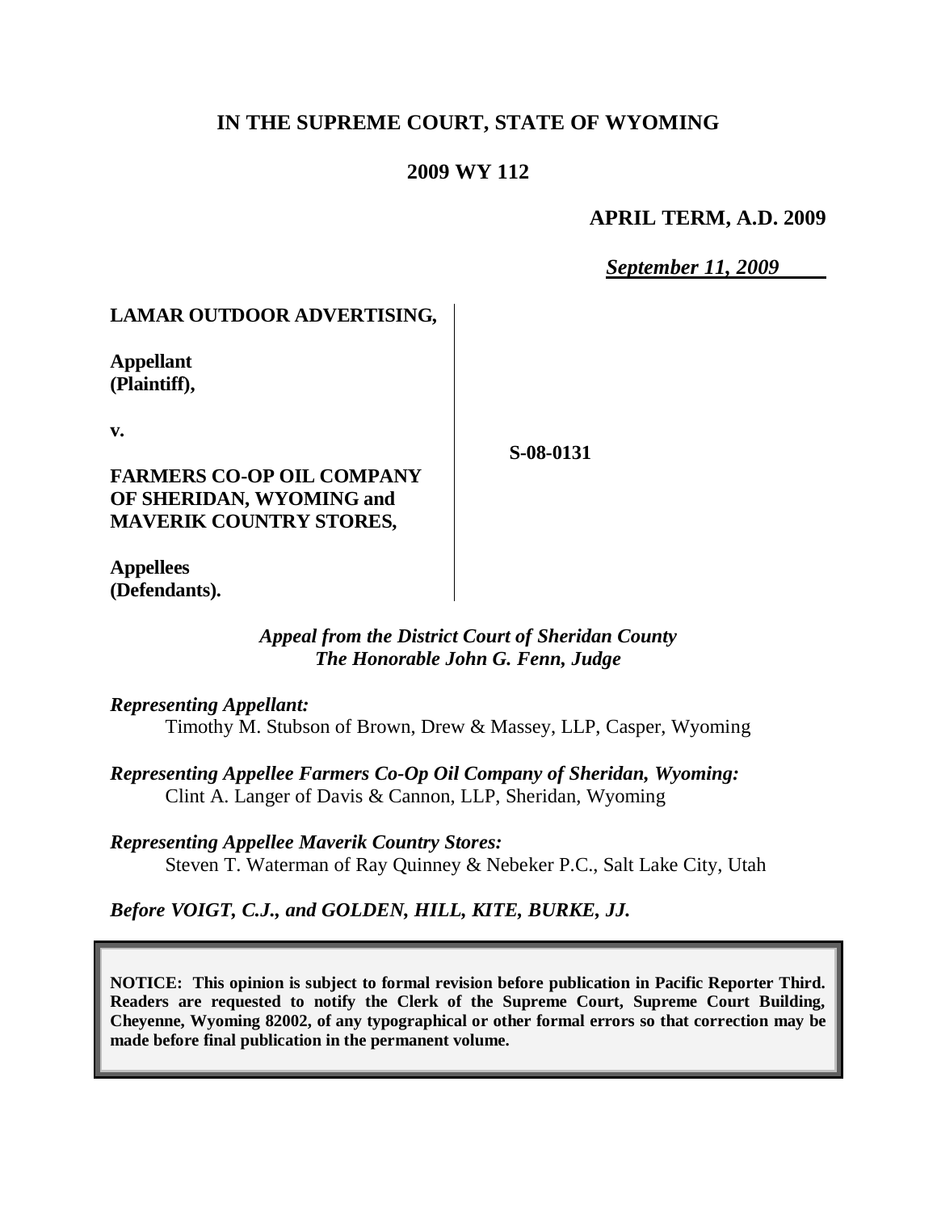# IN THE SUPREME COURT, STATE OF WYOMING

## 2009 WY 112

**APRIL TERM, A.D. 2009**

*September 11, 2009*

**LAMAR OUTDOOR ADVERTISING,**

**Appellant (Plaintiff),**

**v.**

**FARMERS CO-OP OIL COMPANY OF SHERIDAN, WYOMING and MAVERIK COUNTRY STORES,**

**Appellees (Defendants).**

**S-08-0131**

*Appeal from the District Court of Sheridan County*
*The Honorable John G. Fenn, Judge*

*Representing Appellant:*
Timothy M. Stubson of Brown, Drew & Massey, LLP, Casper, Wyoming

*Representing Appellee Farmers Co-Op Oil Company of Sheridan, Wyoming:*
Clint A. Langer of Davis & Cannon, LLP, Sheridan, Wyoming

*Representing Appellee Maverik Country Stores:*
Steven T. Waterman of Ray Quinney & Nebeker P.C., Salt Lake City, Utah

*Before VOIGT, C.J., and GOLDEN, HILL, KITE, BURKE, JJ.*

**NOTICE: This opinion is subject to formal revision before publication in Pacific Reporter Third. Readers are requested to notify the Clerk of the Supreme Court, Supreme Court Building, Cheyenne, Wyoming 82002, of any typographical or other formal errors so that correction may be made before final publication in the permanent volume.**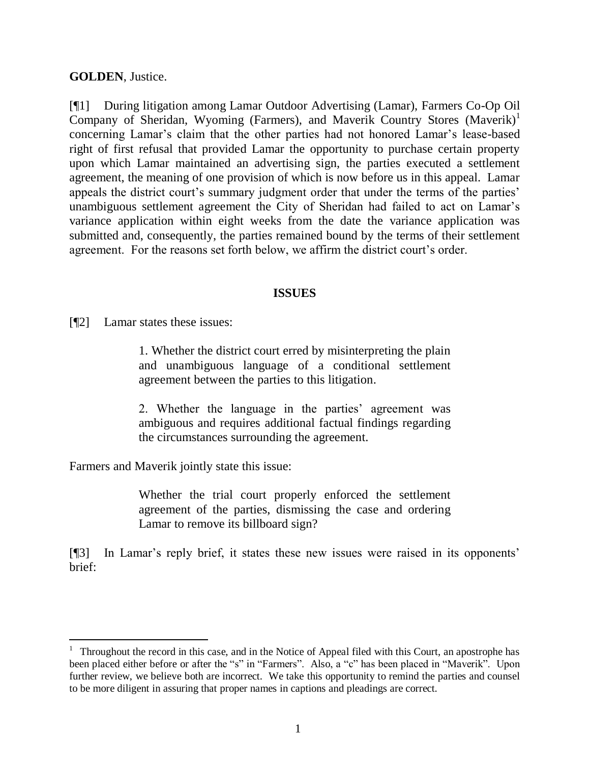**GOLDEN**, Justice.

[¶1] During litigation among Lamar Outdoor Advertising (Lamar), Farmers Co-Op Oil Company of Sheridan, Wyoming (Farmers), and Maverik Country Stores (Maverik)[1] concerning Lamar's claim that the other parties had not honored Lamar's lease-based right of first refusal that provided Lamar the opportunity to purchase certain property upon which Lamar maintained an advertising sign, the parties executed a settlement agreement, the meaning of one provision of which is now before us in this appeal. Lamar appeals the district court's summary judgment order that under the terms of the parties' unambiguous settlement agreement the City of Sheridan had failed to act on Lamar's variance application within eight weeks from the date the variance application was submitted and, consequently, the parties remained bound by the terms of their settlement agreement. For the reasons set forth below, we affirm the district court's order.

## ISSUES

[¶2] Lamar states these issues:

> 1. Whether the district court erred by misinterpreting the plain and unambiguous language of a conditional settlement agreement between the parties to this litigation.
>
> 2. Whether the language in the parties' agreement was ambiguous and requires additional factual findings regarding the circumstances surrounding the agreement.

Farmers and Maverik jointly state this issue:

> Whether the trial court properly enforced the settlement agreement of the parties, dismissing the case and ordering Lamar to remove its billboard sign?

[¶3] In Lamar's reply brief, it states these new issues were raised in its opponents' brief:

---

[1] Throughout the record in this case, and in the Notice of Appeal filed with this Court, an apostrophe has been placed either before or after the "s" in "Farmers". Also, a "c" has been placed in "Maverik". Upon further review, we believe both are incorrect. We take this opportunity to remind the parties and counsel to be more diligent in assuring that proper names in captions and pleadings are correct.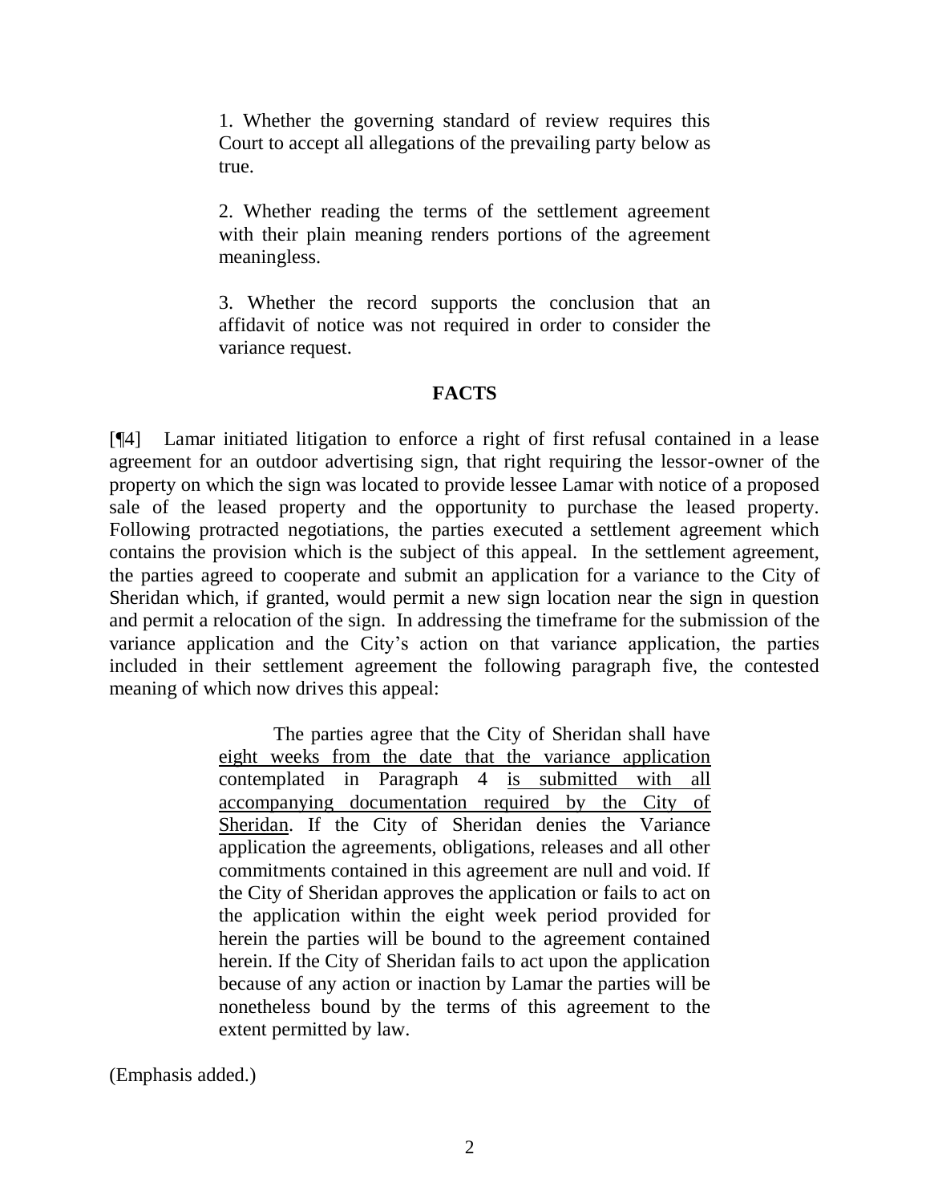1. Whether the governing standard of review requires this Court to accept all allegations of the prevailing party below as true.

2. Whether reading the terms of the settlement agreement with their plain meaning renders portions of the agreement meaningless.

3. Whether the record supports the conclusion that an affidavit of notice was not required in order to consider the variance request.

## FACTS

[¶4] Lamar initiated litigation to enforce a right of first refusal contained in a lease agreement for an outdoor advertising sign, that right requiring the lessor-owner of the property on which the sign was located to provide lessee Lamar with notice of a proposed sale of the leased property and the opportunity to purchase the leased property. Following protracted negotiations, the parties executed a settlement agreement which contains the provision which is the subject of this appeal. In the settlement agreement, the parties agreed to cooperate and submit an application for a variance to the City of Sheridan which, if granted, would permit a new sign location near the sign in question and permit a relocation of the sign. In addressing the timeframe for the submission of the variance application and the City's action on that variance application, the parties included in their settlement agreement the following paragraph five, the contested meaning of which now drives this appeal:

> The parties agree that the City of Sheridan shall have <u>eight weeks from the date that the variance application</u> contemplated in Paragraph 4 <u>is submitted with all accompanying documentation required by the City of Sheridan</u>. If the City of Sheridan denies the Variance application the agreements, obligations, releases and all other commitments contained in this agreement are null and void. If the City of Sheridan approves the application or fails to act on the application within the eight week period provided for herein the parties will be bound to the agreement contained herein. If the City of Sheridan fails to act upon the application because of any action or inaction by Lamar the parties will be nonetheless bound by the terms of this agreement to the extent permitted by law.

(Emphasis added.)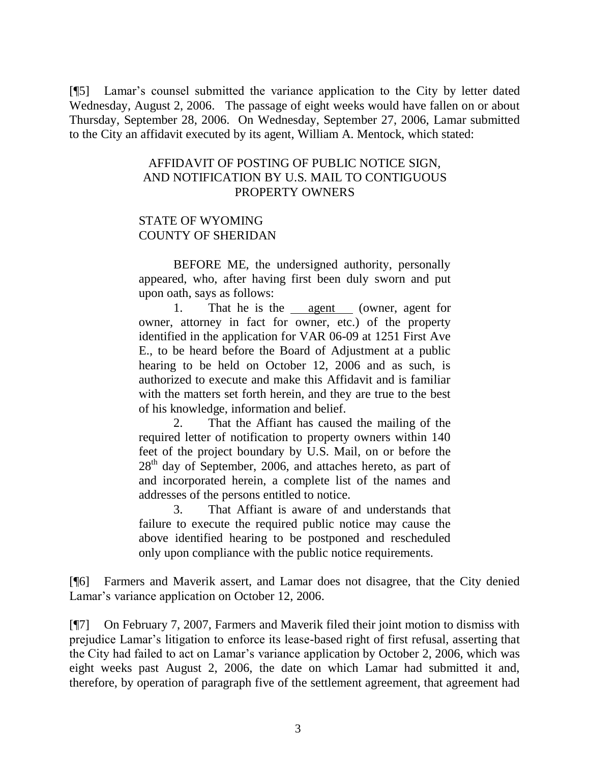[¶5] Lamar's counsel submitted the variance application to the City by letter dated Wednesday, August 2, 2006. The passage of eight weeks would have fallen on or about Thursday, September 28, 2006. On Wednesday, September 27, 2006, Lamar submitted to the City an affidavit executed by its agent, William A. Mentock, which stated:

> AFFIDAVIT OF POSTING OF PUBLIC NOTICE SIGN, AND NOTIFICATION BY U.S. MAIL TO CONTIGUOUS PROPERTY OWNERS
>
> STATE OF WYOMING
> COUNTY OF SHERIDAN
>
> BEFORE ME, the undersigned authority, personally appeared, who, after having first been duly sworn and put upon oath, says as follows:
>
> 1. That he is the <u>agent</u> (owner, agent for owner, attorney in fact for owner, etc.) of the property identified in the application for VAR 06-09 at 1251 First Ave E., to be heard before the Board of Adjustment at a public hearing to be held on October 12, 2006 and as such, is authorized to execute and make this Affidavit and is familiar with the matters set forth herein, and they are true to the best of his knowledge, information and belief.
>
> 2. That the Affiant has caused the mailing of the required letter of notification to property owners within 140 feet of the project boundary by U.S. Mail, on or before the 28th day of September, 2006, and attaches hereto, as part of and incorporated herein, a complete list of the names and addresses of the persons entitled to notice.
>
> 3. That Affiant is aware of and understands that failure to execute the required public notice may cause the above identified hearing to be postponed and rescheduled only upon compliance with the public notice requirements.

[¶6] Farmers and Maverik assert, and Lamar does not disagree, that the City denied Lamar's variance application on October 12, 2006.

[¶7] On February 7, 2007, Farmers and Maverik filed their joint motion to dismiss with prejudice Lamar's litigation to enforce its lease-based right of first refusal, asserting that the City had failed to act on Lamar's variance application by October 2, 2006, which was eight weeks past August 2, 2006, the date on which Lamar had submitted it and, therefore, by operation of paragraph five of the settlement agreement, that agreement had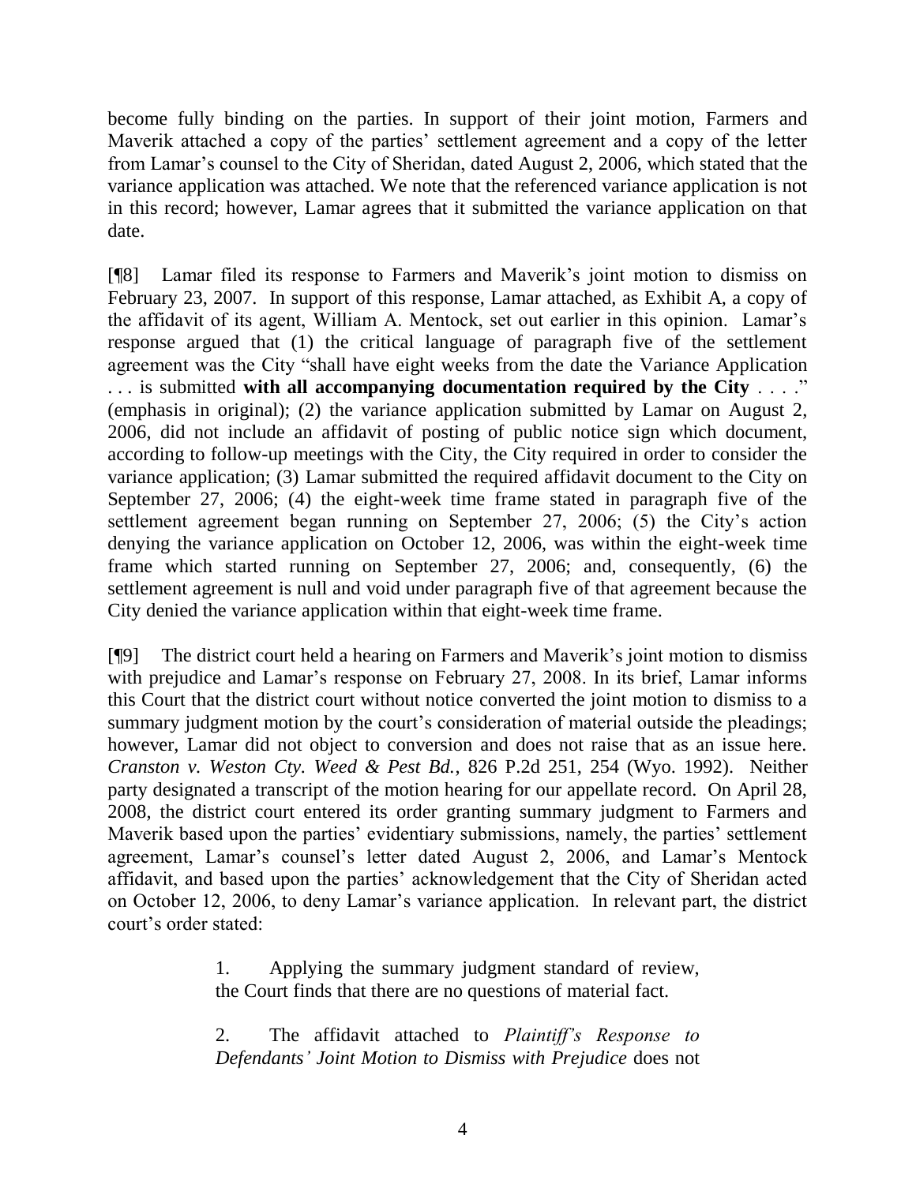become fully binding on the parties. In support of their joint motion, Farmers and Maverik attached a copy of the parties' settlement agreement and a copy of the letter from Lamar's counsel to the City of Sheridan, dated August 2, 2006, which stated that the variance application was attached. We note that the referenced variance application is not in this record; however, Lamar agrees that it submitted the variance application on that date.

[¶8] Lamar filed its response to Farmers and Maverik's joint motion to dismiss on February 23, 2007. In support of this response, Lamar attached, as Exhibit A, a copy of the affidavit of its agent, William A. Mentock, set out earlier in this opinion. Lamar's response argued that (1) the critical language of paragraph five of the settlement agreement was the City "shall have eight weeks from the date the Variance Application . . . is submitted **with all accompanying documentation required by the City** . . . ." (emphasis in original); (2) the variance application submitted by Lamar on August 2, 2006, did not include an affidavit of posting of public notice sign which document, according to follow-up meetings with the City, the City required in order to consider the variance application; (3) Lamar submitted the required affidavit document to the City on September 27, 2006; (4) the eight-week time frame stated in paragraph five of the settlement agreement began running on September 27, 2006; (5) the City's action denying the variance application on October 12, 2006, was within the eight-week time frame which started running on September 27, 2006; and, consequently, (6) the settlement agreement is null and void under paragraph five of that agreement because the City denied the variance application within that eight-week time frame.

[¶9] The district court held a hearing on Farmers and Maverik's joint motion to dismiss with prejudice and Lamar's response on February 27, 2008. In its brief, Lamar informs this Court that the district court without notice converted the joint motion to dismiss to a summary judgment motion by the court's consideration of material outside the pleadings; however, Lamar did not object to conversion and does not raise that as an issue here. *Cranston v. Weston Cty. Weed & Pest Bd.*, 826 P.2d 251, 254 (Wyo. 1992). Neither party designated a transcript of the motion hearing for our appellate record. On April 28, 2008, the district court entered its order granting summary judgment to Farmers and Maverik based upon the parties' evidentiary submissions, namely, the parties' settlement agreement, Lamar's counsel's letter dated August 2, 2006, and Lamar's Mentock affidavit, and based upon the parties' acknowledgement that the City of Sheridan acted on October 12, 2006, to deny Lamar's variance application. In relevant part, the district court's order stated:

> 1. Applying the summary judgment standard of review, the Court finds that there are no questions of material fact.
>
> 2. The affidavit attached to *Plaintiff's Response to Defendants' Joint Motion to Dismiss with Prejudice* does not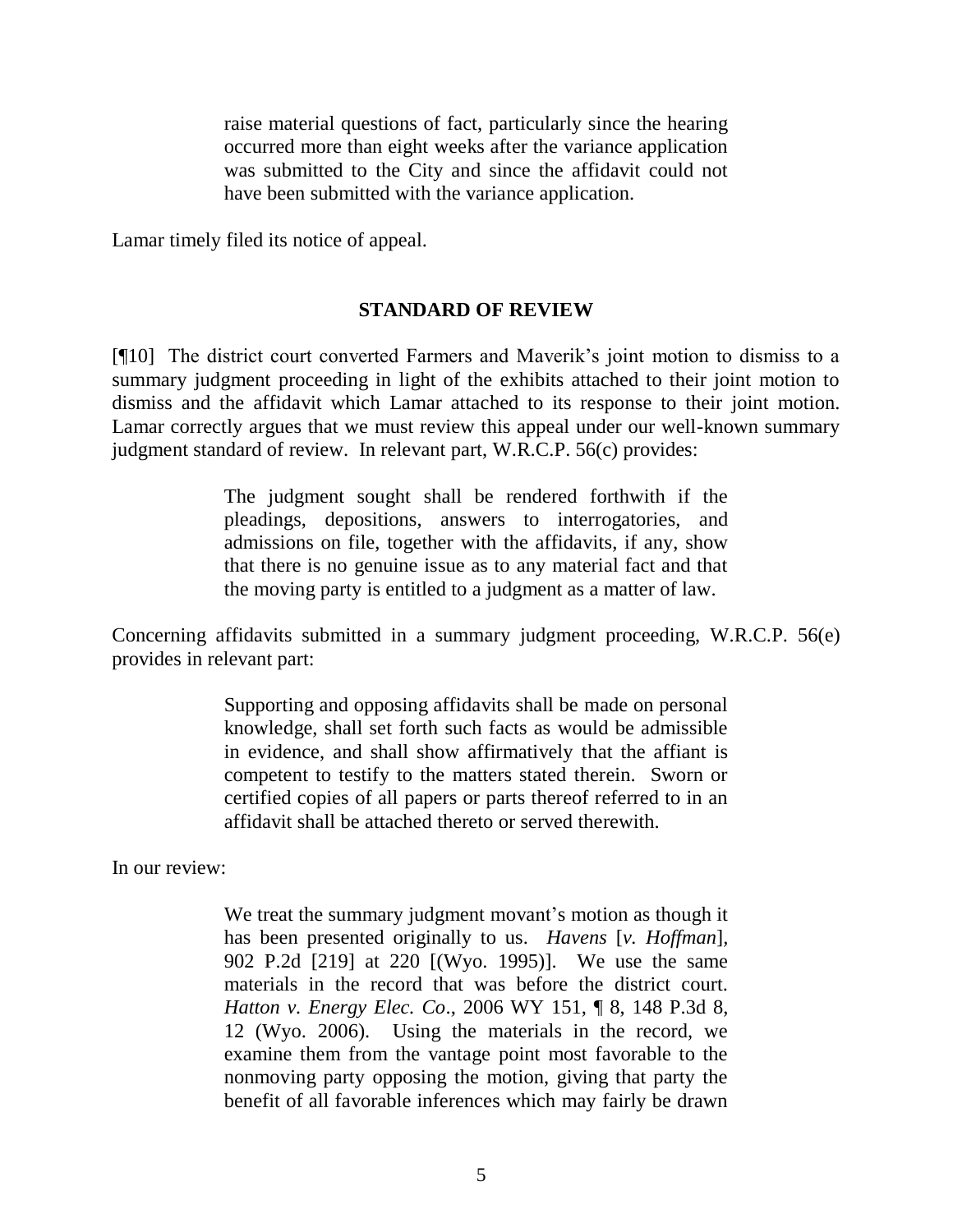> raise material questions of fact, particularly since the hearing occurred more than eight weeks after the variance application was submitted to the City and since the affidavit could not have been submitted with the variance application.

Lamar timely filed its notice of appeal.

## STANDARD OF REVIEW

[¶10] The district court converted Farmers and Maverik's joint motion to dismiss to a summary judgment proceeding in light of the exhibits attached to their joint motion to dismiss and the affidavit which Lamar attached to its response to their joint motion. Lamar correctly argues that we must review this appeal under our well-known summary judgment standard of review. In relevant part, W.R.C.P. 56(c) provides:

> The judgment sought shall be rendered forthwith if the pleadings, depositions, answers to interrogatories, and admissions on file, together with the affidavits, if any, show that there is no genuine issue as to any material fact and that the moving party is entitled to a judgment as a matter of law.

Concerning affidavits submitted in a summary judgment proceeding, W.R.C.P. 56(e) provides in relevant part:

> Supporting and opposing affidavits shall be made on personal knowledge, shall set forth such facts as would be admissible in evidence, and shall show affirmatively that the affiant is competent to testify to the matters stated therein. Sworn or certified copies of all papers or parts thereof referred to in an affidavit shall be attached thereto or served therewith.

In our review:

> We treat the summary judgment movant's motion as though it has been presented originally to us. *Havens* [*v. Hoffman*], 902 P.2d [219] at 220 [(Wyo. 1995)]. We use the same materials in the record that was before the district court. *Hatton v. Energy Elec. Co*., 2006 WY 151, ¶ 8, 148 P.3d 8, 12 (Wyo. 2006). Using the materials in the record, we examine them from the vantage point most favorable to the nonmoving party opposing the motion, giving that party the benefit of all favorable inferences which may fairly be drawn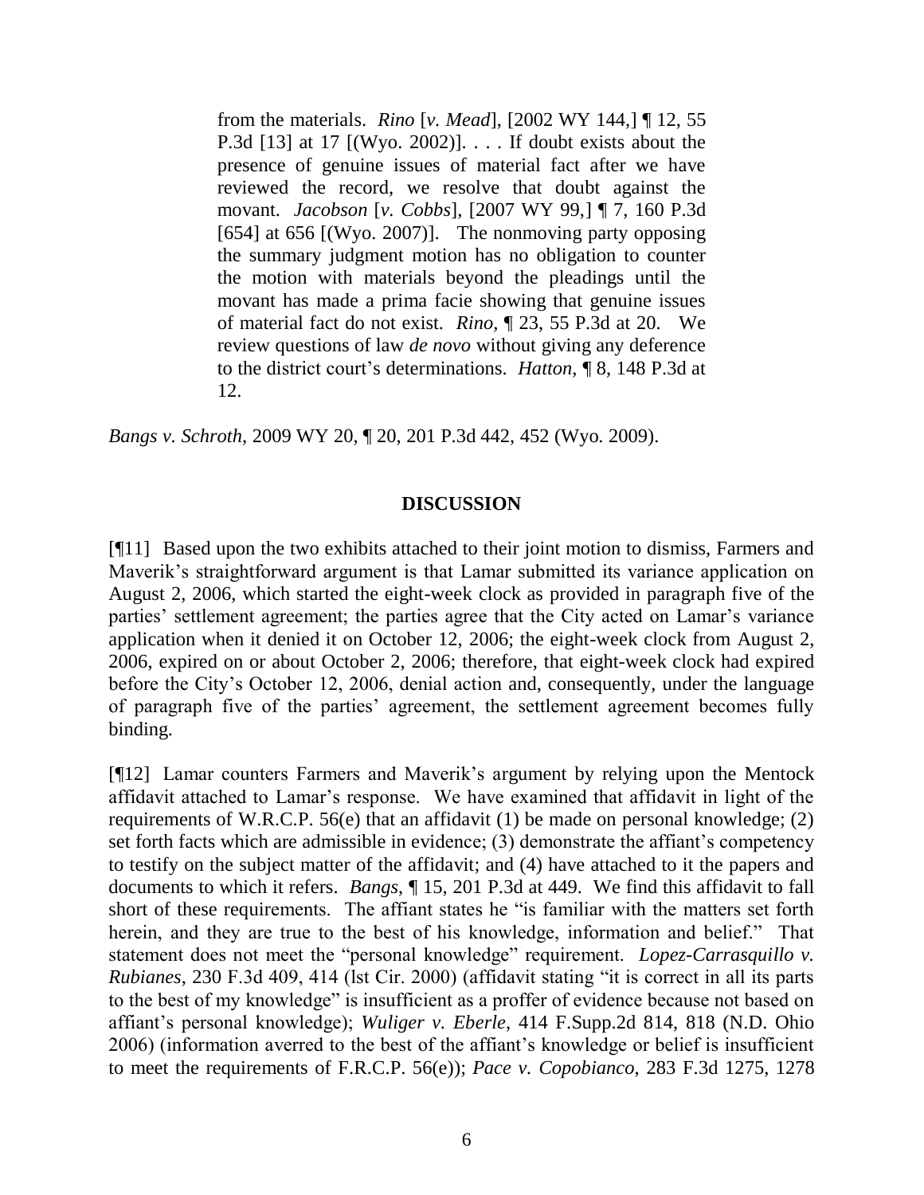> from the materials. *Rino* [*v. Mead*], [2002 WY 144,] ¶ 12, 55 P.3d [13] at 17 [(Wyo. 2002)]. . . . If doubt exists about the presence of genuine issues of material fact after we have reviewed the record, we resolve that doubt against the movant. *Jacobson* [*v. Cobbs*], [2007 WY 99,] ¶ 7, 160 P.3d [654] at 656 [(Wyo. 2007)]. The nonmoving party opposing the summary judgment motion has no obligation to counter the motion with materials beyond the pleadings until the movant has made a prima facie showing that genuine issues of material fact do not exist. *Rino*, ¶ 23, 55 P.3d at 20. We review questions of law *de novo* without giving any deference to the district court's determinations. *Hatton*, ¶ 8, 148 P.3d at 12.

*Bangs v. Schroth*, 2009 WY 20, ¶ 20, 201 P.3d 442, 452 (Wyo. 2009).

## DISCUSSION

[¶11] Based upon the two exhibits attached to their joint motion to dismiss, Farmers and Maverik's straightforward argument is that Lamar submitted its variance application on August 2, 2006, which started the eight-week clock as provided in paragraph five of the parties' settlement agreement; the parties agree that the City acted on Lamar's variance application when it denied it on October 12, 2006; the eight-week clock from August 2, 2006, expired on or about October 2, 2006; therefore, that eight-week clock had expired before the City's October 12, 2006, denial action and, consequently, under the language of paragraph five of the parties' agreement, the settlement agreement becomes fully binding.

[¶12] Lamar counters Farmers and Maverik's argument by relying upon the Mentock affidavit attached to Lamar's response. We have examined that affidavit in light of the requirements of W.R.C.P. 56(e) that an affidavit (1) be made on personal knowledge; (2) set forth facts which are admissible in evidence; (3) demonstrate the affiant's competency to testify on the subject matter of the affidavit; and (4) have attached to it the papers and documents to which it refers. *Bangs*, ¶ 15, 201 P.3d at 449. We find this affidavit to fall short of these requirements. The affiant states he "is familiar with the matters set forth herein, and they are true to the best of his knowledge, information and belief." That statement does not meet the "personal knowledge" requirement. *Lopez-Carrasquillo v. Rubianes*, 230 F.3d 409, 414 (lst Cir. 2000) (affidavit stating "it is correct in all its parts to the best of my knowledge" is insufficient as a proffer of evidence because not based on affiant's personal knowledge); *Wuliger v. Eberle*, 414 F.Supp.2d 814, 818 (N.D. Ohio 2006) (information averred to the best of the affiant's knowledge or belief is insufficient to meet the requirements of F.R.C.P. 56(e)); *Pace v. Copobianco*, 283 F.3d 1275, 1278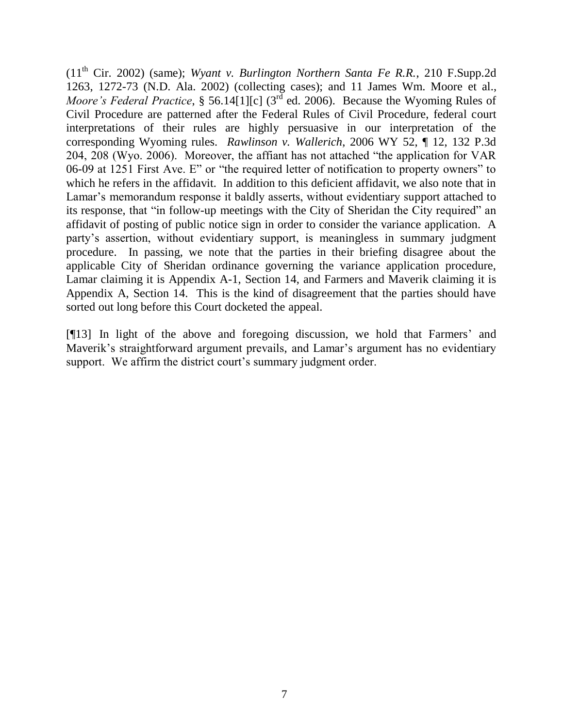(11th Cir. 2002) (same); *Wyant v. Burlington Northern Santa Fe R.R.*, 210 F.Supp.2d 1263, 1272-73 (N.D. Ala. 2002) (collecting cases); and 11 James Wm. Moore et al., *Moore's Federal Practice*, § 56.14[1][c] (3rd ed. 2006). Because the Wyoming Rules of Civil Procedure are patterned after the Federal Rules of Civil Procedure, federal court interpretations of their rules are highly persuasive in our interpretation of the corresponding Wyoming rules. *Rawlinson v. Wallerich*, 2006 WY 52, ¶ 12, 132 P.3d 204, 208 (Wyo. 2006). Moreover, the affiant has not attached "the application for VAR 06-09 at 1251 First Ave. E" or "the required letter of notification to property owners" to which he refers in the affidavit. In addition to this deficient affidavit, we also note that in Lamar's memorandum response it baldly asserts, without evidentiary support attached to its response, that "in follow-up meetings with the City of Sheridan the City required" an affidavit of posting of public notice sign in order to consider the variance application. A party's assertion, without evidentiary support, is meaningless in summary judgment procedure. In passing, we note that the parties in their briefing disagree about the applicable City of Sheridan ordinance governing the variance application procedure, Lamar claiming it is Appendix A-1, Section 14, and Farmers and Maverik claiming it is Appendix A, Section 14. This is the kind of disagreement that the parties should have sorted out long before this Court docketed the appeal.

[¶13] In light of the above and foregoing discussion, we hold that Farmers' and Maverik's straightforward argument prevails, and Lamar's argument has no evidentiary support. We affirm the district court's summary judgment order.